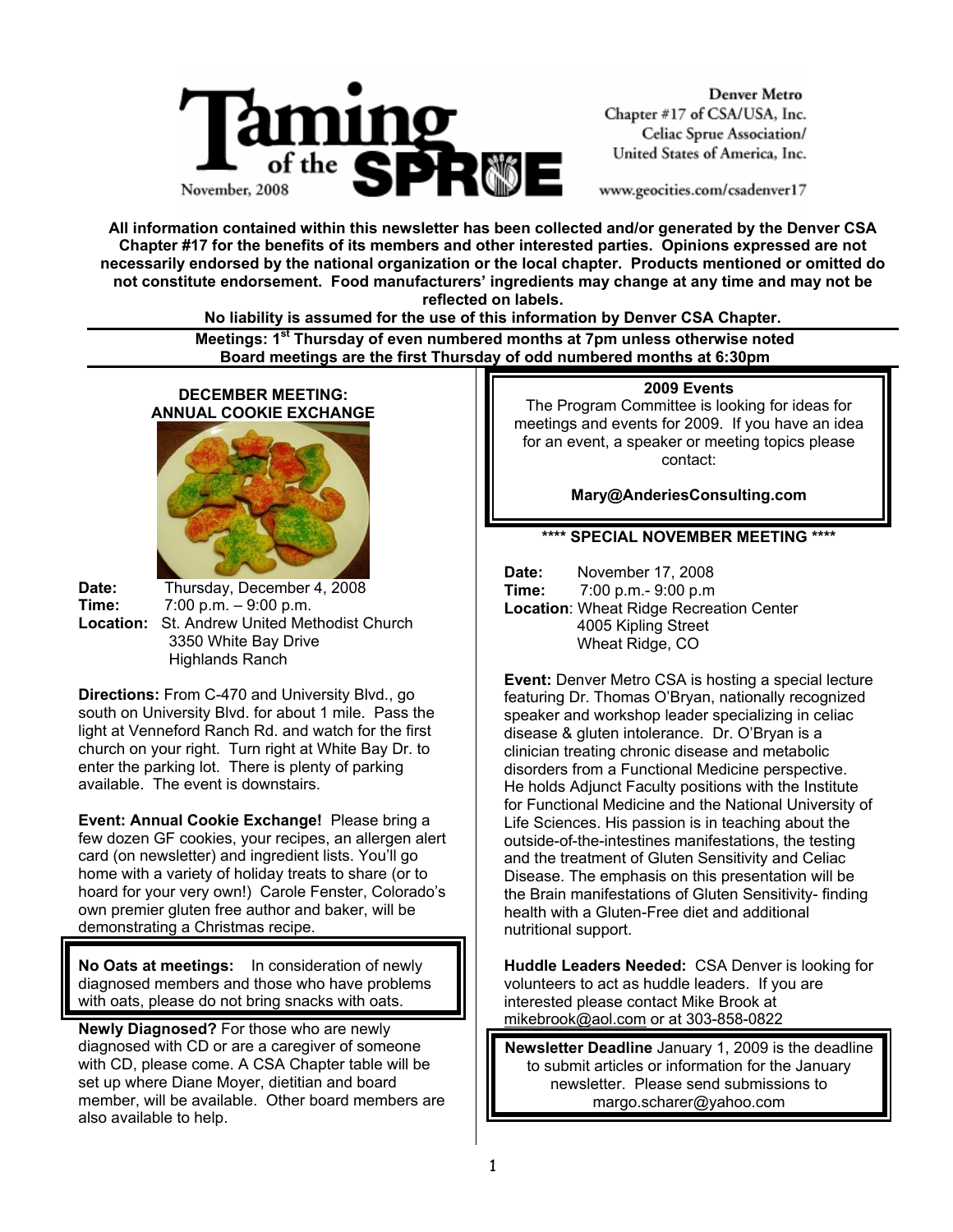# Taming of the SPRUE

November, 2008

Denver Metro
Chapter #17 of CSA/USA, Inc.
Celiac Sprue Association/
United States of America, Inc.

www.geocities.com/csadenver17

**All information contained within this newsletter has been collected and/or generated by the Denver CSA Chapter #17 for the benefits of its members and other interested parties. Opinions expressed are not necessarily endorsed by the national organization or the local chapter. Products mentioned or omitted do not constitute endorsement. Food manufacturers' ingredients may change at any time and may not be reflected on labels.**

**No liability is assumed for the use of this information by Denver CSA Chapter.**

**Meetings: 1st Thursday of even numbered months at 7pm unless otherwise noted**
**Board meetings are the first Thursday of odd numbered months at 6:30pm**

## DECEMBER MEETING: ANNUAL COOKIE EXCHANGE

**Date:** Thursday, December 4, 2008
**Time:** 7:00 p.m. – 9:00 p.m.
**Location:** St. Andrew United Methodist Church
3350 White Bay Drive
Highlands Ranch

**Directions:** From C-470 and University Blvd., go south on University Blvd. for about 1 mile. Pass the light at Venneford Ranch Rd. and watch for the first church on your right. Turn right at White Bay Dr. to enter the parking lot. There is plenty of parking available. The event is downstairs.

**Event: Annual Cookie Exchange!** Please bring a few dozen GF cookies, your recipes, an allergen alert card (on newsletter) and ingredient lists. You'll go home with a variety of holiday treats to share (or to hoard for your very own!) Carole Fenster, Colorado's own premier gluten free author and baker, will be demonstrating a Christmas recipe.

**No Oats at meetings:** In consideration of newly diagnosed members and those who have problems with oats, please do not bring snacks with oats.

**Newly Diagnosed?** For those who are newly diagnosed with CD or are a caregiver of someone with CD, please come. A CSA Chapter table will be set up where Diane Moyer, dietitian and board member, will be available. Other board members are also available to help.

## 2009 Events

The Program Committee is looking for ideas for meetings and events for 2009. If you have an idea for an event, a speaker or meeting topics please contact:

**Mary@AnderiesConsulting.com**

## \*\*\*\* SPECIAL NOVEMBER MEETING \*\*\*\*

**Date:** November 17, 2008
**Time:** 7:00 p.m.- 9:00 p.m
**Location**: Wheat Ridge Recreation Center
4005 Kipling Street
Wheat Ridge, CO

**Event:** Denver Metro CSA is hosting a special lecture featuring Dr. Thomas O'Bryan, nationally recognized speaker and workshop leader specializing in celiac disease & gluten intolerance. Dr. O'Bryan is a clinician treating chronic disease and metabolic disorders from a Functional Medicine perspective. He holds Adjunct Faculty positions with the Institute for Functional Medicine and the National University of Life Sciences. His passion is in teaching about the outside-of-the-intestines manifestations, the testing and the treatment of Gluten Sensitivity and Celiac Disease. The emphasis on this presentation will be the Brain manifestations of Gluten Sensitivity- finding health with a Gluten-Free diet and additional nutritional support.

**Huddle Leaders Needed:** CSA Denver is looking for volunteers to act as huddle leaders. If you are interested please contact Mike Brook at mikebrook@aol.com or at 303-858-0822

**Newsletter Deadline** January 1, 2009 is the deadline to submit articles or information for the January newsletter. Please send submissions to margo.scharer@yahoo.com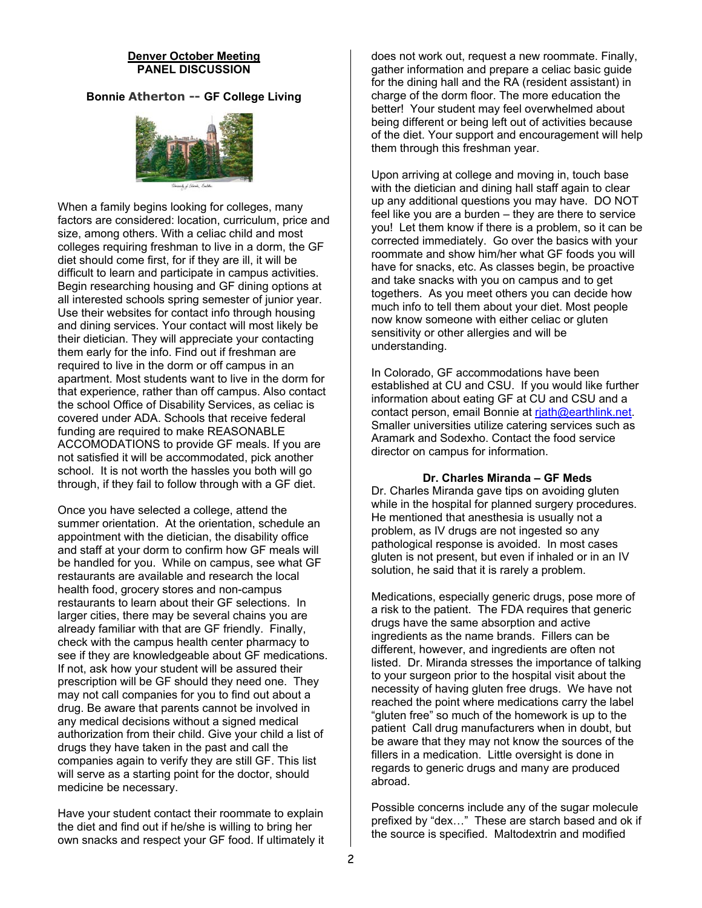## Denver October Meeting

### PANEL DISCUSSION

### Bonnie Atherton -- GF College Living

When a family begins looking for colleges, many factors are considered: location, curriculum, price and size, among others. With a celiac child and most colleges requiring freshman to live in a dorm, the GF diet should come first, for if they are ill, it will be difficult to learn and participate in campus activities. Begin researching housing and GF dining options at all interested schools spring semester of junior year. Use their websites for contact info through housing and dining services. Your contact will most likely be their dietician. They will appreciate your contacting them early for the info. Find out if freshman are required to live in the dorm or off campus in an apartment. Most students want to live in the dorm for that experience, rather than off campus. Also contact the school Office of Disability Services, as celiac is covered under ADA. Schools that receive federal funding are required to make REASONABLE ACCOMODATIONS to provide GF meals. If you are not satisfied it will be accommodated, pick another school. It is not worth the hassles you both will go through, if they fail to follow through with a GF diet.

Once you have selected a college, attend the summer orientation. At the orientation, schedule an appointment with the dietician, the disability office and staff at your dorm to confirm how GF meals will be handled for you. While on campus, see what GF restaurants are available and research the local health food, grocery stores and non-campus restaurants to learn about their GF selections. In larger cities, there may be several chains you are already familiar with that are GF friendly. Finally, check with the campus health center pharmacy to see if they are knowledgeable about GF medications. If not, ask how your student will be assured their prescription will be GF should they need one. They may not call companies for you to find out about a drug. Be aware that parents cannot be involved in any medical decisions without a signed medical authorization from their child. Give your child a list of drugs they have taken in the past and call the companies again to verify they are still GF. This list will serve as a starting point for the doctor, should medicine be necessary.

Have your student contact their roommate to explain the diet and find out if he/she is willing to bring her own snacks and respect your GF food. If ultimately it does not work out, request a new roommate. Finally, gather information and prepare a celiac basic guide for the dining hall and the RA (resident assistant) in charge of the dorm floor. The more education the better! Your student may feel overwhelmed about being different or being left out of activities because of the diet. Your support and encouragement will help them through this freshman year.

Upon arriving at college and moving in, touch base with the dietician and dining hall staff again to clear up any additional questions you may have. DO NOT feel like you are a burden – they are there to service you! Let them know if there is a problem, so it can be corrected immediately. Go over the basics with your roommate and show him/her what GF foods you will have for snacks, etc. As classes begin, be proactive and take snacks with you on campus and to get togethers. As you meet others you can decide how much info to tell them about your diet. Most people now know someone with either celiac or gluten sensitivity or other allergies and will be understanding.

In Colorado, GF accommodations have been established at CU and CSU. If you would like further information about eating GF at CU and CSU and a contact person, email Bonnie at rjath@earthlink.net. Smaller universities utilize catering services such as Aramark and Sodexho. Contact the food service director on campus for information.

### Dr. Charles Miranda – GF Meds

Dr. Charles Miranda gave tips on avoiding gluten while in the hospital for planned surgery procedures. He mentioned that anesthesia is usually not a problem, as IV drugs are not ingested so any pathological response is avoided. In most cases gluten is not present, but even if inhaled or in an IV solution, he said that it is rarely a problem.

Medications, especially generic drugs, pose more of a risk to the patient. The FDA requires that generic drugs have the same absorption and active ingredients as the name brands. Fillers can be different, however, and ingredients are often not listed. Dr. Miranda stresses the importance of talking to your surgeon prior to the hospital visit about the necessity of having gluten free drugs. We have not reached the point where medications carry the label "gluten free" so much of the homework is up to the patient Call drug manufacturers when in doubt, but be aware that they may not know the sources of the fillers in a medication. Little oversight is done in regards to generic drugs and many are produced abroad.

Possible concerns include any of the sugar molecule prefixed by "dex…" These are starch based and ok if the source is specified. Maltodextrin and modified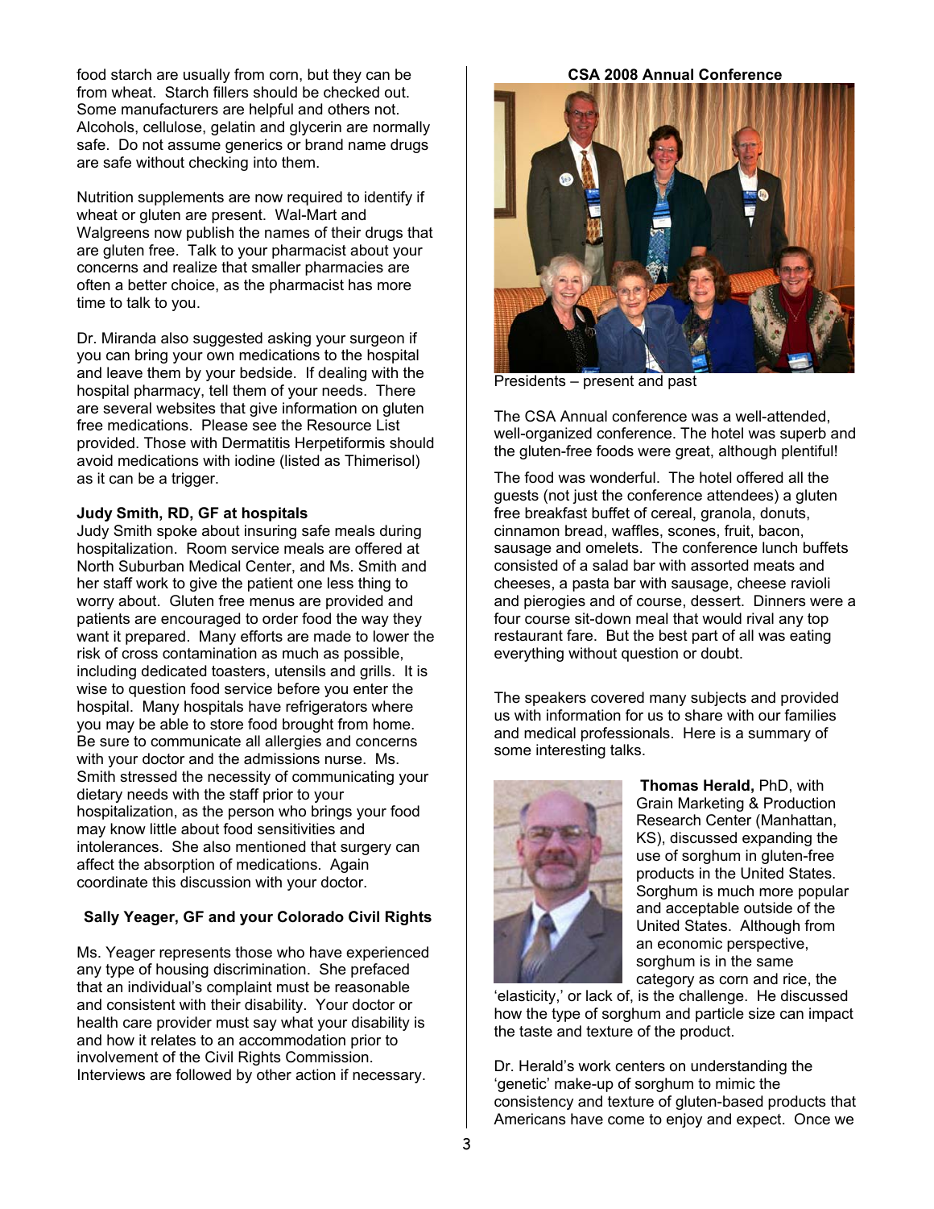food starch are usually from corn, but they can be from wheat. Starch fillers should be checked out. Some manufacturers are helpful and others not. Alcohols, cellulose, gelatin and glycerin are normally safe. Do not assume generics or brand name drugs are safe without checking into them.

Nutrition supplements are now required to identify if wheat or gluten are present. Wal-Mart and Walgreens now publish the names of their drugs that are gluten free. Talk to your pharmacist about your concerns and realize that smaller pharmacies are often a better choice, as the pharmacist has more time to talk to you.

Dr. Miranda also suggested asking your surgeon if you can bring your own medications to the hospital and leave them by your bedside. If dealing with the hospital pharmacy, tell them of your needs. There are several websites that give information on gluten free medications. Please see the Resource List provided. Those with Dermatitis Herpetiformis should avoid medications with iodine (listed as Thimerisol) as it can be a trigger.

**Judy Smith, RD, GF at hospitals**

Judy Smith spoke about insuring safe meals during hospitalization. Room service meals are offered at North Suburban Medical Center, and Ms. Smith and her staff work to give the patient one less thing to worry about. Gluten free menus are provided and patients are encouraged to order food the way they want it prepared. Many efforts are made to lower the risk of cross contamination as much as possible, including dedicated toasters, utensils and grills. It is wise to question food service before you enter the hospital. Many hospitals have refrigerators where you may be able to store food brought from home. Be sure to communicate all allergies and concerns with your doctor and the admissions nurse. Ms. Smith stressed the necessity of communicating your dietary needs with the staff prior to your hospitalization, as the person who brings your food may know little about food sensitivities and intolerances. She also mentioned that surgery can affect the absorption of medications. Again coordinate this discussion with your doctor.

**Sally Yeager, GF and your Colorado Civil Rights**

Ms. Yeager represents those who have experienced any type of housing discrimination. She prefaced that an individual's complaint must be reasonable and consistent with their disability. Your doctor or health care provider must say what your disability is and how it relates to an accommodation prior to involvement of the Civil Rights Commission. Interviews are followed by other action if necessary.

**CSA 2008 Annual Conference**

Presidents – present and past

The CSA Annual conference was a well-attended, well-organized conference. The hotel was superb and the gluten-free foods were great, although plentiful!

The food was wonderful. The hotel offered all the guests (not just the conference attendees) a gluten free breakfast buffet of cereal, granola, donuts, cinnamon bread, waffles, scones, fruit, bacon, sausage and omelets. The conference lunch buffets consisted of a salad bar with assorted meats and cheeses, a pasta bar with sausage, cheese ravioli and pierogies and of course, dessert. Dinners were a four course sit-down meal that would rival any top restaurant fare. But the best part of all was eating everything without question or doubt.

The speakers covered many subjects and provided us with information for us to share with our families and medical professionals. Here is a summary of some interesting talks.

**Thomas Herald,** PhD, with Grain Marketing & Production Research Center (Manhattan, KS), discussed expanding the use of sorghum in gluten-free products in the United States. Sorghum is much more popular and acceptable outside of the United States. Although from an economic perspective, sorghum is in the same category as corn and rice, the 'elasticity,' or lack of, is the challenge. He discussed how the type of sorghum and particle size can impact the taste and texture of the product.

Dr. Herald's work centers on understanding the 'genetic' make-up of sorghum to mimic the consistency and texture of gluten-based products that Americans have come to enjoy and expect. Once we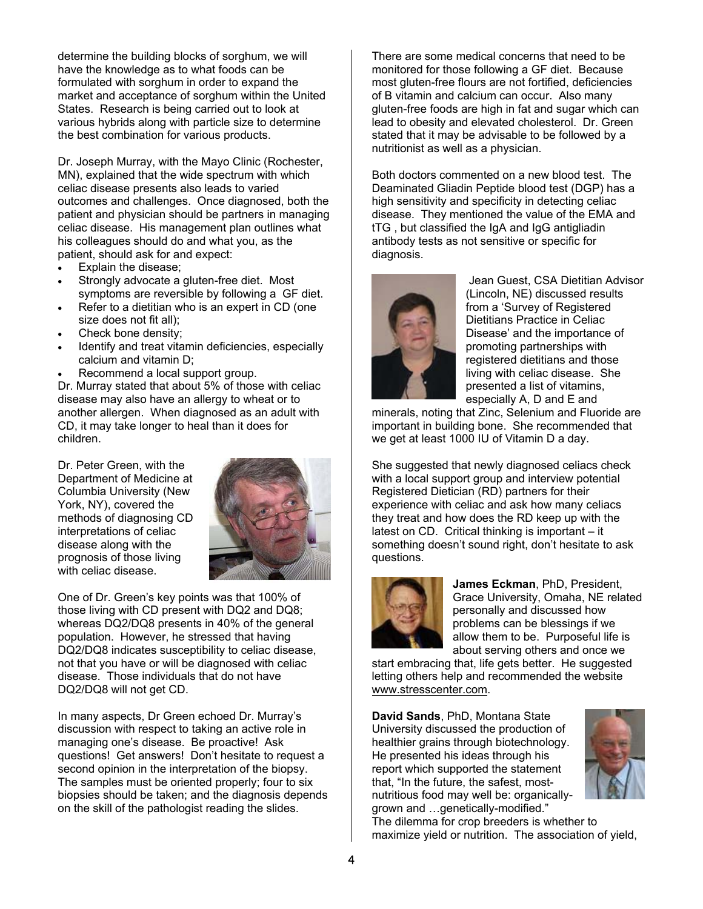determine the building blocks of sorghum, we will have the knowledge as to what foods can be formulated with sorghum in order to expand the market and acceptance of sorghum within the United States. Research is being carried out to look at various hybrids along with particle size to determine the best combination for various products.

Dr. Joseph Murray, with the Mayo Clinic (Rochester, MN), explained that the wide spectrum with which celiac disease presents also leads to varied outcomes and challenges. Once diagnosed, both the patient and physician should be partners in managing celiac disease. His management plan outlines what his colleagues should do and what you, as the patient, should ask for and expect:

- Explain the disease;
- Strongly advocate a gluten-free diet. Most symptoms are reversible by following a GF diet.
- Refer to a dietitian who is an expert in CD (one size does not fit all);
- Check bone density;
- Identify and treat vitamin deficiencies, especially calcium and vitamin D;
- Recommend a local support group.

Dr. Murray stated that about 5% of those with celiac disease may also have an allergy to wheat or to another allergen. When diagnosed as an adult with CD, it may take longer to heal than it does for children.

Dr. Peter Green, with the Department of Medicine at Columbia University (New York, NY), covered the methods of diagnosing CD interpretations of celiac disease along with the prognosis of those living with celiac disease.

One of Dr. Green's key points was that 100% of those living with CD present with DQ2 and DQ8; whereas DQ2/DQ8 presents in 40% of the general population. However, he stressed that having DQ2/DQ8 indicates susceptibility to celiac disease, not that you have or will be diagnosed with celiac disease. Those individuals that do not have DQ2/DQ8 will not get CD.

In many aspects, Dr Green echoed Dr. Murray's discussion with respect to taking an active role in managing one's disease. Be proactive! Ask questions! Get answers! Don't hesitate to request a second opinion in the interpretation of the biopsy. The samples must be oriented properly; four to six biopsies should be taken; and the diagnosis depends on the skill of the pathologist reading the slides.

There are some medical concerns that need to be monitored for those following a GF diet. Because most gluten-free flours are not fortified, deficiencies of B vitamin and calcium can occur. Also many gluten-free foods are high in fat and sugar which can lead to obesity and elevated cholesterol. Dr. Green stated that it may be advisable to be followed by a nutritionist as well as a physician.

Both doctors commented on a new blood test. The Deaminated Gliadin Peptide blood test (DGP) has a high sensitivity and specificity in detecting celiac disease. They mentioned the value of the EMA and tTG , but classified the IgA and IgG antigliadin antibody tests as not sensitive or specific for diagnosis.

Jean Guest, CSA Dietitian Advisor (Lincoln, NE) discussed results from a 'Survey of Registered Dietitians Practice in Celiac Disease' and the importance of promoting partnerships with registered dietitians and those living with celiac disease. She presented a list of vitamins, especially A, D and E and minerals, noting that Zinc, Selenium and Fluoride are important in building bone. She recommended that we get at least 1000 IU of Vitamin D a day.

She suggested that newly diagnosed celiacs check with a local support group and interview potential Registered Dietician (RD) partners for their experience with celiac and ask how many celiacs they treat and how does the RD keep up with the latest on CD. Critical thinking is important – it something doesn't sound right, don't hesitate to ask questions.

**James Eckman**, PhD, President, Grace University, Omaha, NE related personally and discussed how problems can be blessings if we allow them to be. Purposeful life is about serving others and once we start embracing that, life gets better. He suggested letting others help and recommended the website www.stresscenter.com.

**David Sands**, PhD, Montana State University discussed the production of healthier grains through biotechnology. He presented his ideas through his report which supported the statement that, "In the future, the safest, most-nutritious food may well be: organically-grown and …genetically-modified." The dilemma for crop breeders is whether to maximize yield or nutrition. The association of yield,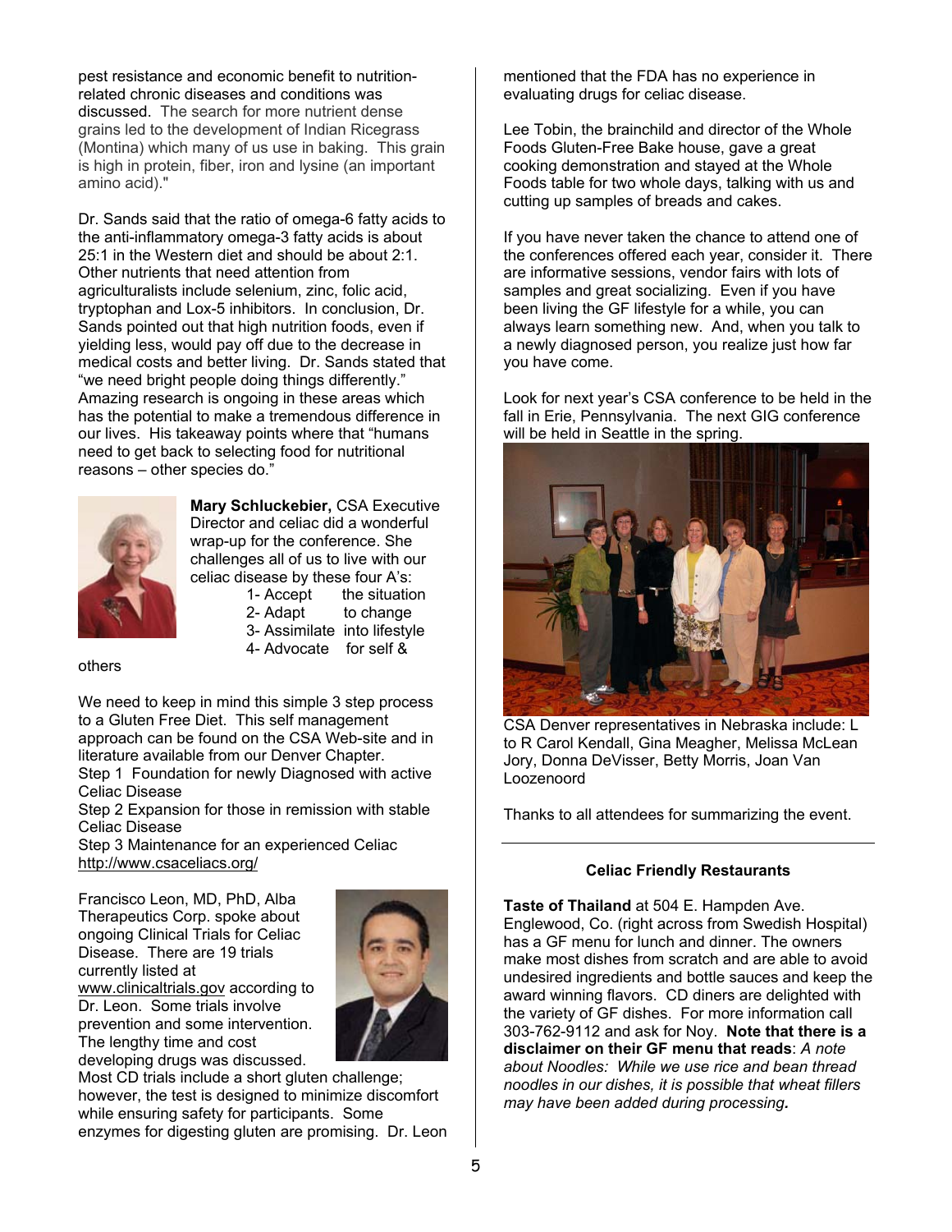pest resistance and economic benefit to nutrition-related chronic diseases and conditions was discussed. The search for more nutrient dense grains led to the development of Indian Ricegrass (Montina) which many of us use in baking. This grain is high in protein, fiber, iron and lysine (an important amino acid)."

Dr. Sands said that the ratio of omega-6 fatty acids to the anti-inflammatory omega-3 fatty acids is about 25:1 in the Western diet and should be about 2:1. Other nutrients that need attention from agriculturalists include selenium, zinc, folic acid, tryptophan and Lox-5 inhibitors. In conclusion, Dr. Sands pointed out that high nutrition foods, even if yielding less, would pay off due to the decrease in medical costs and better living. Dr. Sands stated that "we need bright people doing things differently." Amazing research is ongoing in these areas which has the potential to make a tremendous difference in our lives. His takeaway points where that "humans need to get back to selecting food for nutritional reasons – other species do."

**Mary Schluckebier,** CSA Executive Director and celiac did a wonderful wrap-up for the conference. She challenges all of us to live with our celiac disease by these four A's:

1- Accept the situation
2- Adapt to change
3- Assimilate into lifestyle
4- Advocate for self & others

We need to keep in mind this simple 3 step process to a Gluten Free Diet. This self management approach can be found on the CSA Web-site and in literature available from our Denver Chapter.
Step 1 Foundation for newly Diagnosed with active Celiac Disease
Step 2 Expansion for those in remission with stable Celiac Disease
Step 3 Maintenance for an experienced Celiac
http://www.csaceliacs.org/

Francisco Leon, MD, PhD, Alba Therapeutics Corp. spoke about ongoing Clinical Trials for Celiac Disease. There are 19 trials currently listed at www.clinicaltrials.gov according to Dr. Leon. Some trials involve prevention and some intervention. The lengthy time and cost developing drugs was discussed. Most CD trials include a short gluten challenge; however, the test is designed to minimize discomfort while ensuring safety for participants. Some enzymes for digesting gluten are promising. Dr. Leon mentioned that the FDA has no experience in evaluating drugs for celiac disease.

Lee Tobin, the brainchild and director of the Whole Foods Gluten-Free Bake house, gave a great cooking demonstration and stayed at the Whole Foods table for two whole days, talking with us and cutting up samples of breads and cakes.

If you have never taken the chance to attend one of the conferences offered each year, consider it. There are informative sessions, vendor fairs with lots of samples and great socializing. Even if you have been living the GF lifestyle for a while, you can always learn something new. And, when you talk to a newly diagnosed person, you realize just how far you have come.

Look for next year's CSA conference to be held in the fall in Erie, Pennsylvania. The next GIG conference will be held in Seattle in the spring.

CSA Denver representatives in Nebraska include: L to R Carol Kendall, Gina Meagher, Melissa McLean Jory, Donna DeVisser, Betty Morris, Joan Van Loozenoord

Thanks to all attendees for summarizing the event.

---

### Celiac Friendly Restaurants

**Taste of Thailand** at 504 E. Hampden Ave. Englewood, Co. (right across from Swedish Hospital) has a GF menu for lunch and dinner. The owners make most dishes from scratch and are able to avoid undesired ingredients and bottle sauces and keep the award winning flavors. CD diners are delighted with the variety of GF dishes. For more information call 303-762-9112 and ask for Noy. **Note that there is a disclaimer on their GF menu that reads**: *A note about Noodles: While we use rice and bean thread noodles in our dishes, it is possible that wheat fillers may have been added during processing.*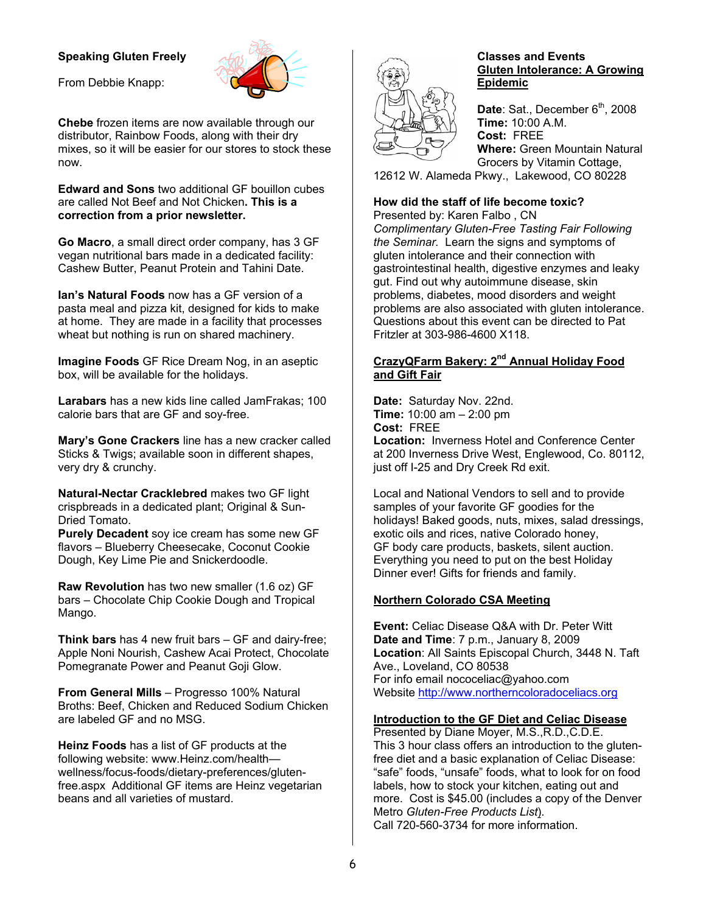**Speaking Gluten Freely**

From Debbie Knapp:

**Chebe** frozen items are now available through our distributor, Rainbow Foods, along with their dry mixes, so it will be easier for our stores to stock these now.

**Edward and Sons** two additional GF bouillon cubes are called Not Beef and Not Chicken**. This is a correction from a prior newsletter.**

**Go Macro**, a small direct order company, has 3 GF vegan nutritional bars made in a dedicated facility: Cashew Butter, Peanut Protein and Tahini Date.

**Ian's Natural Foods** now has a GF version of a pasta meal and pizza kit, designed for kids to make at home. They are made in a facility that processes wheat but nothing is run on shared machinery.

**Imagine Foods** GF Rice Dream Nog, in an aseptic box, will be available for the holidays.

**Larabars** has a new kids line called JamFrakas; 100 calorie bars that are GF and soy-free.

**Mary's Gone Crackers** line has a new cracker called Sticks & Twigs; available soon in different shapes, very dry & crunchy.

**Natural-Nectar Cracklebred** makes two GF light crispbreads in a dedicated plant; Original & Sun-Dried Tomato.

**Purely Decadent** soy ice cream has some new GF flavors – Blueberry Cheesecake, Coconut Cookie Dough, Key Lime Pie and Snickerdoodle.

**Raw Revolution** has two new smaller (1.6 oz) GF bars – Chocolate Chip Cookie Dough and Tropical Mango.

**Think bars** has 4 new fruit bars – GF and dairy-free; Apple Noni Nourish, Cashew Acai Protect, Chocolate Pomegranate Power and Peanut Goji Glow.

**From General Mills** – Progresso 100% Natural Broths: Beef, Chicken and Reduced Sodium Chicken are labeled GF and no MSG.

**Heinz Foods** has a list of GF products at the following website: www.Heinz.com/health—wellness/focus-foods/dietary-preferences/gluten-free.aspx Additional GF items are Heinz vegetarian beans and all varieties of mustard.

**Classes and Events**

**Gluten Intolerance: A Growing Epidemic**

**Date**: Sat., December 6th, 2008
**Time:** 10:00 A.M.
**Cost:** FREE
**Where:** Green Mountain Natural Grocers by Vitamin Cottage, 12612 W. Alameda Pkwy., Lakewood, CO 80228

**How did the staff of life become toxic?**
Presented by: Karen Falbo , CN
*Complimentary Gluten-Free Tasting Fair Following the Seminar.* Learn the signs and symptoms of gluten intolerance and their connection with gastrointestinal health, digestive enzymes and leaky gut. Find out why autoimmune disease, skin problems, diabetes, mood disorders and weight problems are also associated with gluten intolerance. Questions about this event can be directed to Pat Fritzler at 303-986-4600 X118.

**CrazyQFarm Bakery: 2nd Annual Holiday Food and Gift Fair**

**Date:** Saturday Nov. 22nd.
**Time:** 10:00 am – 2:00 pm
**Cost:** FREE
**Location:** Inverness Hotel and Conference Center at 200 Inverness Drive West, Englewood, Co. 80112, just off I-25 and Dry Creek Rd exit.

Local and National Vendors to sell and to provide samples of your favorite GF goodies for the holidays! Baked goods, nuts, mixes, salad dressings, exotic oils and rices, native Colorado honey, GF body care products, baskets, silent auction. Everything you need to put on the best Holiday Dinner ever! Gifts for friends and family.

**Northern Colorado CSA Meeting**

**Event:** Celiac Disease Q&A with Dr. Peter Witt
**Date and Time**: 7 p.m., January 8, 2009
**Location**: All Saints Episcopal Church, 3448 N. Taft Ave., Loveland, CO 80538
For info email nococeliac@yahoo.com
Website http://www.northerncoloradoceliacs.org

**Introduction to the GF Diet and Celiac Disease**
Presented by Diane Moyer, M.S.,R.D.,C.D.E.
This 3 hour class offers an introduction to the gluten-free diet and a basic explanation of Celiac Disease: "safe" foods, "unsafe" foods, what to look for on food labels, how to stock your kitchen, eating out and more. Cost is $45.00 (includes a copy of the Denver Metro *Gluten-Free Products List*).
Call 720-560-3734 for more information.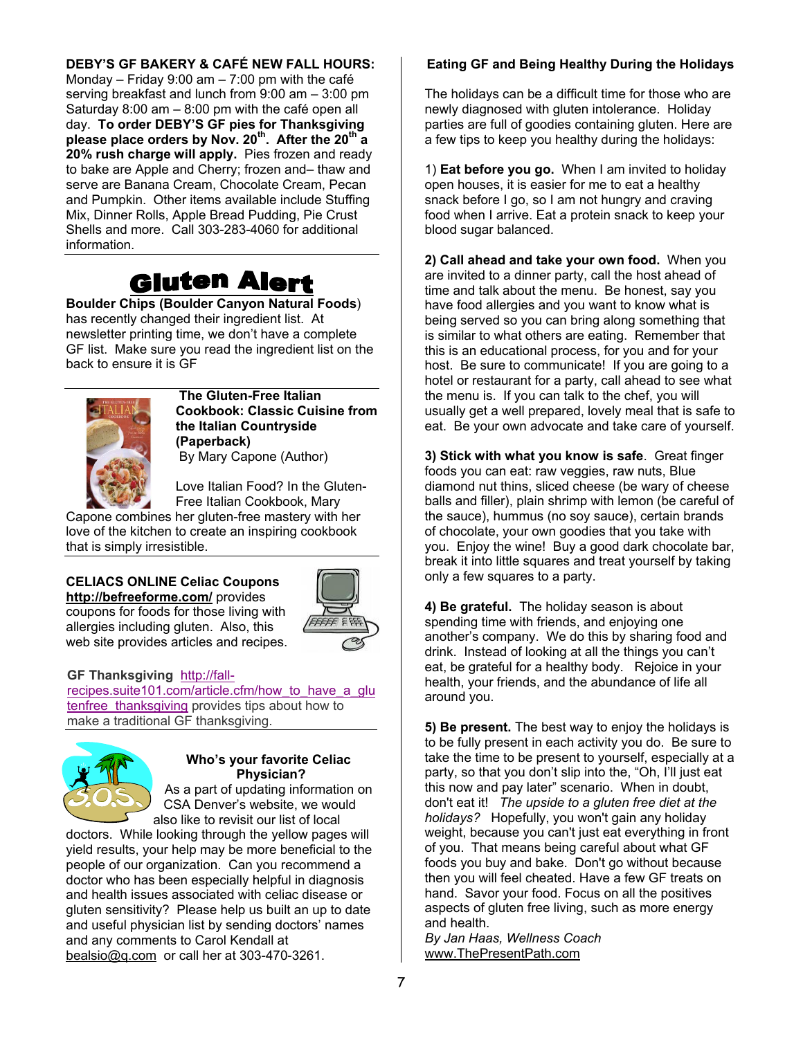**DEBY'S GF BAKERY & CAFÉ NEW FALL HOURS:** Monday – Friday 9:00 am – 7:00 pm with the café serving breakfast and lunch from 9:00 am – 3:00 pm Saturday 8:00 am – 8:00 pm with the café open all day. **To order DEBY'S GF pies for Thanksgiving please place orders by Nov. 20th. After the 20th a 20% rush charge will apply.** Pies frozen and ready to bake are Apple and Cherry; frozen and– thaw and serve are Banana Cream, Chocolate Cream, Pecan and Pumpkin. Other items available include Stuffing Mix, Dinner Rolls, Apple Bread Pudding, Pie Crust Shells and more. Call 303-283-4060 for additional information.

## Gluten Alert

**Boulder Chips (Boulder Canyon Natural Foods**) has recently changed their ingredient list. At newsletter printing time, we don't have a complete GF list. Make sure you read the ingredient list on the back to ensure it is GF

**The Gluten-Free Italian Cookbook: Classic Cuisine from the Italian Countryside (Paperback)**
By Mary Capone (Author)

Love Italian Food? In the Gluten-Free Italian Cookbook, Mary Capone combines her gluten-free mastery with her love of the kitchen to create an inspiring cookbook that is simply irresistible.

**CELIACS ONLINE Celiac Coupons** http://befreeforme.com/ provides coupons for foods for those living with allergies including gluten. Also, this web site provides articles and recipes.

**GF Thanksgiving** http://fall-recipes.suite101.com/article.cfm/how_to_have_a_glutenfree_thanksgiving provides tips about how to make a traditional GF thanksgiving.

**Who's your favorite Celiac Physician?**

As a part of updating information on CSA Denver's website, we would also like to revisit our list of local doctors. While looking through the yellow pages will yield results, your help may be more beneficial to the people of our organization. Can you recommend a doctor who has been especially helpful in diagnosis and health issues associated with celiac disease or gluten sensitivity? Please help us built an up to date and useful physician list by sending doctors' names and any comments to Carol Kendall at bealsio@q.com or call her at 303-470-3261.

### Eating GF and Being Healthy During the Holidays

The holidays can be a difficult time for those who are newly diagnosed with gluten intolerance. Holiday parties are full of goodies containing gluten. Here are a few tips to keep you healthy during the holidays:

1) **Eat before you go.** When I am invited to holiday open houses, it is easier for me to eat a healthy snack before I go, so I am not hungry and craving food when I arrive. Eat a protein snack to keep your blood sugar balanced.

**2) Call ahead and take your own food.** When you are invited to a dinner party, call the host ahead of time and talk about the menu. Be honest, say you have food allergies and you want to know what is being served so you can bring along something that is similar to what others are eating. Remember that this is an educational process, for you and for your host. Be sure to communicate! If you are going to a hotel or restaurant for a party, call ahead to see what the menu is. If you can talk to the chef, you will usually get a well prepared, lovely meal that is safe to eat. Be your own advocate and take care of yourself.

**3) Stick with what you know is safe**. Great finger foods you can eat: raw veggies, raw nuts, Blue diamond nut thins, sliced cheese (be wary of cheese balls and filler), plain shrimp with lemon (be careful of the sauce), hummus (no soy sauce), certain brands of chocolate, your own goodies that you take with you. Enjoy the wine! Buy a good dark chocolate bar, break it into little squares and treat yourself by taking only a few squares to a party.

**4) Be grateful.** The holiday season is about spending time with friends, and enjoying one another's company. We do this by sharing food and drink. Instead of looking at all the things you can't eat, be grateful for a healthy body. Rejoice in your health, your friends, and the abundance of life all around you.

**5) Be present.** The best way to enjoy the holidays is to be fully present in each activity you do. Be sure to take the time to be present to yourself, especially at a party, so that you don't slip into the, "Oh, I'll just eat this now and pay later" scenario. When in doubt, don't eat it! *The upside to a gluten free diet at the holidays?* Hopefully, you won't gain any holiday weight, because you can't just eat everything in front of you. That means being careful about what GF foods you buy and bake. Don't go without because then you will feel cheated. Have a few GF treats on hand. Savor your food. Focus on all the positives aspects of gluten free living, such as more energy and health.

*By Jan Haas, Wellness Coach*
www.ThePresentPath.com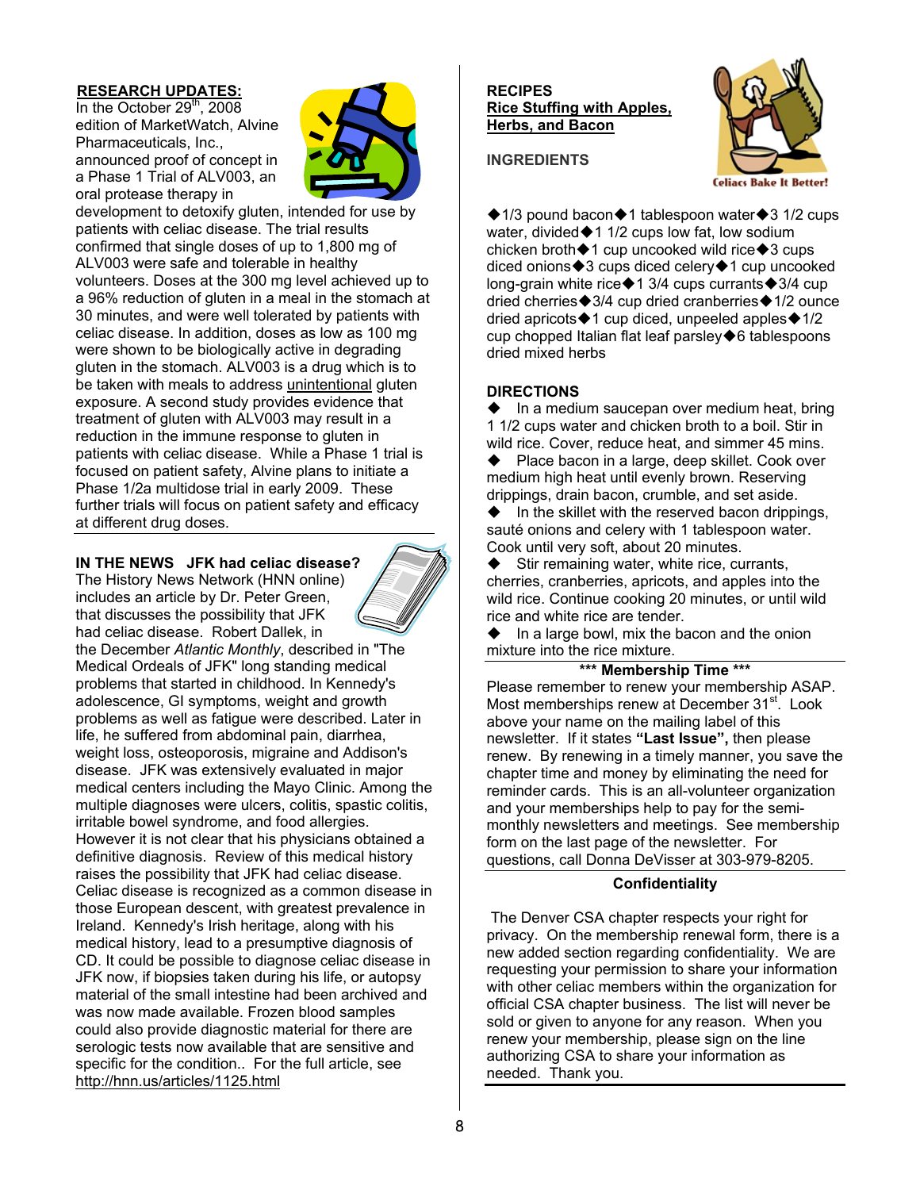## RESEARCH UPDATES:

In the October 29th, 2008 edition of MarketWatch, Alvine Pharmaceuticals, Inc., announced proof of concept in a Phase 1 Trial of ALV003, an oral protease therapy in development to detoxify gluten, intended for use by patients with celiac disease. The trial results confirmed that single doses of up to 1,800 mg of ALV003 were safe and tolerable in healthy volunteers. Doses at the 300 mg level achieved up to a 96% reduction of gluten in a meal in the stomach at 30 minutes, and were well tolerated by patients with celiac disease. In addition, doses as low as 100 mg were shown to be biologically active in degrading gluten in the stomach. ALV003 is a drug which is to be taken with meals to address unintentional gluten exposure. A second study provides evidence that treatment of gluten with ALV003 may result in a reduction in the immune response to gluten in patients with celiac disease. While a Phase 1 trial is focused on patient safety, Alvine plans to initiate a Phase 1/2a multidose trial in early 2009. These further trials will focus on patient safety and efficacy at different drug doses.

## IN THE NEWS JFK had celiac disease?

The History News Network (HNN online) includes an article by Dr. Peter Green, that discusses the possibility that JFK had celiac disease. Robert Dallek, in the December *Atlantic Monthly*, described in "The Medical Ordeals of JFK" long standing medical problems that started in childhood. In Kennedy's adolescence, GI symptoms, weight and growth problems as well as fatigue were described. Later in life, he suffered from abdominal pain, diarrhea, weight loss, osteoporosis, migraine and Addison's disease. JFK was extensively evaluated in major medical centers including the Mayo Clinic. Among the multiple diagnoses were ulcers, colitis, spastic colitis, irritable bowel syndrome, and food allergies. However it is not clear that his physicians obtained a definitive diagnosis. Review of this medical history raises the possibility that JFK had celiac disease. Celiac disease is recognized as a common disease in those European descent, with greatest prevalence in Ireland. Kennedy's Irish heritage, along with his medical history, lead to a presumptive diagnosis of CD. It could be possible to diagnose celiac disease in JFK now, if biopsies taken during his life, or autopsy material of the small intestine had been archived and was now made available. Frozen blood samples could also provide diagnostic material for there are serologic tests now available that are sensitive and specific for the condition.. For the full article, see http://hnn.us/articles/1125.html

## RECIPES

### Rice Stuffing with Apples, Herbs, and Bacon

Celiacs Bake It Better!

**INGREDIENTS**

◆1/3 pound bacon◆1 tablespoon water◆3 1/2 cups water, divided◆1 1/2 cups low fat, low sodium chicken broth◆1 cup uncooked wild rice◆3 cups diced onions◆3 cups diced celery◆1 cup uncooked long-grain white rice◆1 3/4 cups currants◆3/4 cup dried cherries◆3/4 cup dried cranberries◆1/2 ounce dried apricots◆1 cup diced, unpeeled apples◆1/2 cup chopped Italian flat leaf parsley◆6 tablespoons dried mixed herbs

**DIRECTIONS**

◆ In a medium saucepan over medium heat, bring 1 1/2 cups water and chicken broth to a boil. Stir in wild rice. Cover, reduce heat, and simmer 45 mins.

◆ Place bacon in a large, deep skillet. Cook over medium high heat until evenly brown. Reserving drippings, drain bacon, crumble, and set aside.

◆ In the skillet with the reserved bacon drippings, sauté onions and celery with 1 tablespoon water. Cook until very soft, about 20 minutes.

◆ Stir remaining water, white rice, currants, cherries, cranberries, apricots, and apples into the wild rice. Continue cooking 20 minutes, or until wild rice and white rice are tender.

◆ In a large bowl, mix the bacon and the onion mixture into the rice mixture.

### *** Membership Time ***

Please remember to renew your membership ASAP. Most memberships renew at December 31st. Look above your name on the mailing label of this newsletter. If it states **"Last Issue",** then please renew. By renewing in a timely manner, you save the chapter time and money by eliminating the need for reminder cards. This is an all-volunteer organization and your memberships help to pay for the semi-monthly newsletters and meetings. See membership form on the last page of the newsletter. For questions, call Donna DeVisser at 303-979-8205.

### Confidentiality

The Denver CSA chapter respects your right for privacy. On the membership renewal form, there is a new added section regarding confidentiality. We are requesting your permission to share your information with other celiac members within the organization for official CSA chapter business. The list will never be sold or given to anyone for any reason. When you renew your membership, please sign on the line authorizing CSA to share your information as needed. Thank you.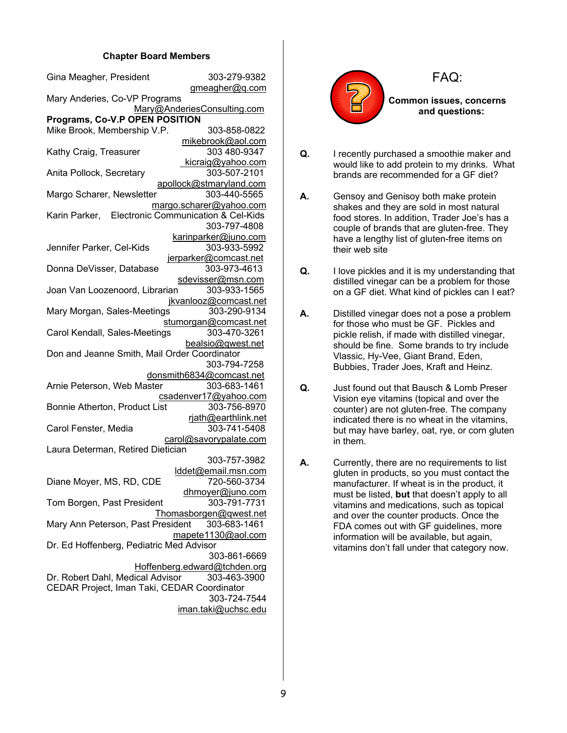### Chapter Board Members

Gina Meagher, President 303-279-9382
gmeagher@q.com

Mary Anderies, Co-VP Programs
Mary@AnderiesConsulting.com

**Programs, Co-V.P OPEN POSITION**

Mike Brook, Membership V.P. 303-858-0822
mikebrook@aol.com

Kathy Craig, Treasurer 303 480-9347
kicraig@yahoo.com

Anita Pollock, Secretary 303-507-2101
apollock@stmaryland.com

Margo Scharer, Newsletter 303-440-5565
margo.scharer@yahoo.com

Karin Parker, Electronic Communication & Cel-Kids
303-797-4808
karinparker@juno.com

Jennifer Parker, Cel-Kids 303-933-5992
jerparker@comcast.net

Donna DeVisser, Database 303-973-4613
sdevisser@msn.com

Joan Van Loozenoord, Librarian 303-933-1565
jkvanlooz@comcast.net

Mary Morgan, Sales-Meetings 303-290-9134
stumorgan@comcast.net

Carol Kendall, Sales-Meetings 303-470-3261
bealsio@qwest.net

Don and Jeanne Smith, Mail Order Coordinator
303-794-7258
donsmith6834@comcast.net

Arnie Peterson, Web Master 303-683-1461
csadenver17@yahoo.com

Bonnie Atherton, Product List 303-756-8970
rjath@earthlink.net

Carol Fenster, Media 303-741-5408
carol@savorypalate.com

Laura Determan, Retired Dietician
303-757-3982
lddet@email.msn.com

Diane Moyer, MS, RD, CDE 720-560-3734
dhmoyer@juno.com

Tom Borgen, Past President 303-791-7731
Thomasborgen@qwest.net

Mary Ann Peterson, Past President 303-683-1461
mapete1130@aol.com

Dr. Ed Hoffenberg, Pediatric Med Advisor
303-861-6669
Hoffenberg.edward@tchden.org

Dr. Robert Dahl, Medical Advisor 303-463-3900

CEDAR Project, Iman Taki, CEDAR Coordinator
303-724-7544
iman.taki@uchsc.edu

## FAQ:

**Common issues, concerns and questions:**

**Q.** I recently purchased a smoothie maker and would like to add protein to my drinks. What brands are recommended for a GF diet?

**A.** Gensoy and Genisoy both make protein shakes and they are sold in most natural food stores. In addition, Trader Joe's has a couple of brands that are gluten-free. They have a lengthy list of gluten-free items on their web site

**Q.** I love pickles and it is my understanding that distilled vinegar can be a problem for those on a GF diet. What kind of pickles can I eat?

**A.** Distilled vinegar does not a pose a problem for those who must be GF. Pickles and pickle relish, if made with distilled vinegar, should be fine. Some brands to try include Vlassic, Hy-Vee, Giant Brand, Eden, Bubbies, Trader Joes, Kraft and Heinz.

**Q.** Just found out that Bausch & Lomb Preser Vision eye vitamins (topical and over the counter) are not gluten-free. The company indicated there is no wheat in the vitamins, but may have barley, oat, rye, or corn gluten in them.

**A.** Currently, there are no requirements to list gluten in products, so you must contact the manufacturer. If wheat is in the product, it must be listed, **but** that doesn't apply to all vitamins and medications, such as topical and over the counter products. Once the FDA comes out with GF guidelines, more information will be available, but again, vitamins don't fall under that category now.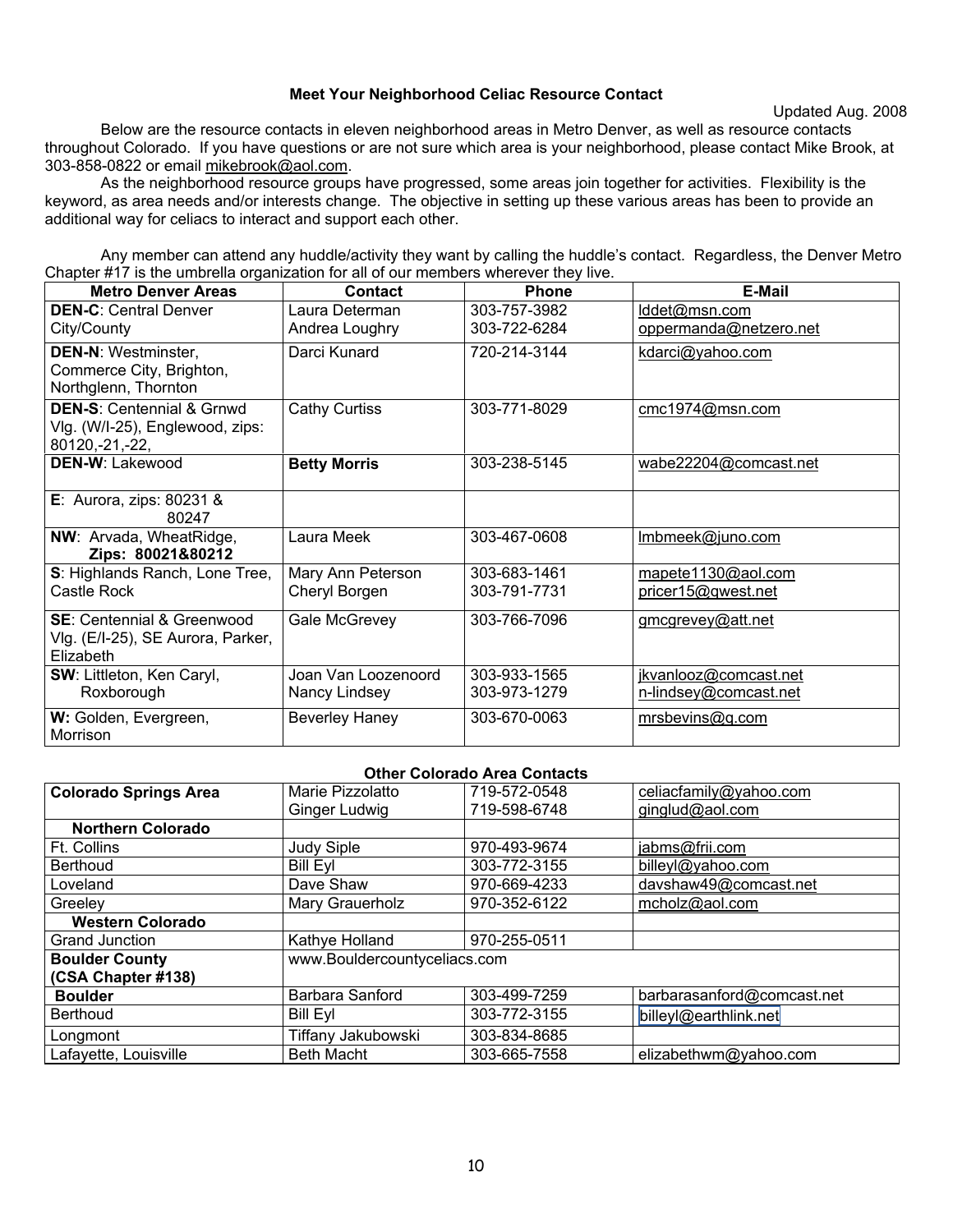# Meet Your Neighborhood Celiac Resource Contact

Updated Aug. 2008

Below are the resource contacts in eleven neighborhood areas in Metro Denver, as well as resource contacts throughout Colorado. If you have questions or are not sure which area is your neighborhood, please contact Mike Brook, at 303-858-0822 or email mikebrook@aol.com.

As the neighborhood resource groups have progressed, some areas join together for activities. Flexibility is the keyword, as area needs and/or interests change. The objective in setting up these various areas has been to provide an additional way for celiacs to interact and support each other.

Any member can attend any huddle/activity they want by calling the huddle's contact. Regardless, the Denver Metro Chapter #17 is the umbrella organization for all of our members wherever they live.

| Metro Denver Areas | Contact | Phone | E-Mail |
|---|---|---|---|
| **DEN-C**: Central Denver City/County | Laura Determan<br>Andrea Loughry | 303-757-3982<br>303-722-6284 | lddet@msn.com<br>oppermanda@netzero.net |
| **DEN-N**: Westminster, Commerce City, Brighton, Northglenn, Thornton | Darci Kunard | 720-214-3144 | kdarci@yahoo.com |
| **DEN-S**: Centennial & Grnwd Vlg. (W/I-25), Englewood, zips: 80120,-21,-22, | Cathy Curtiss | 303-771-8029 | cmc1974@msn.com |
| **DEN-W**: Lakewood | **Betty Morris** | 303-238-5145 | wabe22204@comcast.net |
| **E**: Aurora, zips: 80231 & 80247 | | | |
| **NW**: Arvada, WheatRidge, **Zips: 80021&80212** | Laura Meek | 303-467-0608 | lmbmeek@juno.com |
| **S**: Highlands Ranch, Lone Tree, Castle Rock | Mary Ann Peterson<br>Cheryl Borgen | 303-683-1461<br>303-791-7731 | mapete1130@aol.com<br>pricer15@qwest.net |
| **SE**: Centennial & Greenwood Vlg. (E/I-25), SE Aurora, Parker, Elizabeth | Gale McGrevey | 303-766-7096 | gmcgrevey@att.net |
| **SW**: Littleton, Ken Caryl, Roxborough | Joan Van Loozenoord<br>Nancy Lindsey | 303-933-1565<br>303-973-1279 | jkvanlooz@comcast.net<br>n-lindsey@comcast.net |
| **W:** Golden, Evergreen, Morrison | Beverley Haney | 303-670-0063 | mrsbevins@q.com |

**Other Colorado Area Contacts**

| | | | |
|---|---|---|---|
| **Colorado Springs Area** | Marie Pizzolatto<br>Ginger Ludwig | 719-572-0548<br>719-598-6748 | celiacfamily@yahoo.com<br>ginglud@aol.com |
| **Northern Colorado** | | | |
| Ft. Collins | Judy Siple | 970-493-9674 | jabms@frii.com |
| Berthoud | Bill Eyl | 303-772-3155 | billeyl@yahoo.com |
| Loveland | Dave Shaw | 970-669-4233 | davshaw49@comcast.net |
| Greeley | Mary Grauerholz | 970-352-6122 | mcholz@aol.com |
| **Western Colorado** | | | |
| Grand Junction | Kathye Holland | 970-255-0511 | |
| **Boulder County (CSA Chapter #138)** | www.Bouldercountyceliacs.com | | |
| **Boulder** | Barbara Sanford | 303-499-7259 | barbarasanford@comcast.net |
| Berthoud | Bill Eyl | 303-772-3155 | billeyl@earthlink.net |
| Longmont | Tiffany Jakubowski | 303-834-8685 | |
| Lafayette, Louisville | Beth Macht | 303-665-7558 | elizabethwm@yahoo.com |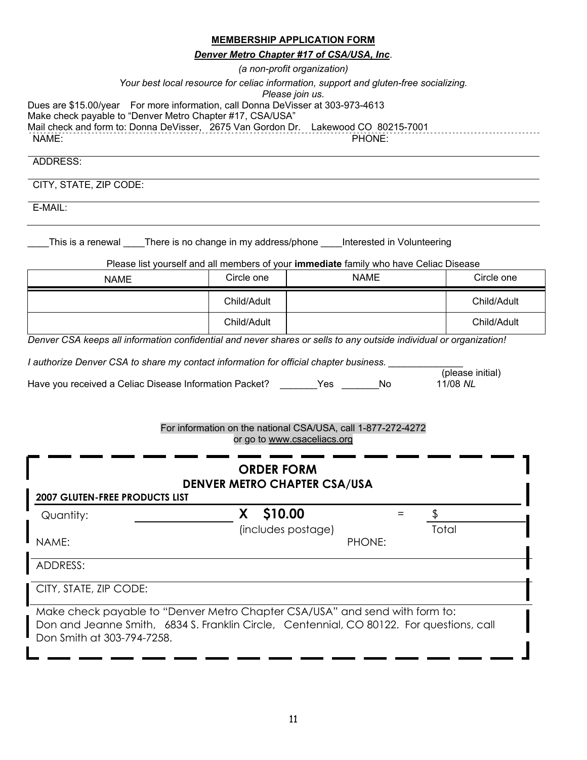## MEMBERSHIP APPLICATION FORM

***Denver Metro Chapter #17 of CSA/USA, Inc*.**

*(a non-profit organization)*

*Your best local resource for celiac information, support and gluten-free socializing.*

*Please join us.*

Dues are $15.00/year For more information, call Donna DeVisser at 303-973-4613

Make check payable to "Denver Metro Chapter #17, CSA/USA"

Mail check and form to: Donna DeVisser, 2675 Van Gordon Dr. Lakewood CO 80215-7001

NAME: PHONE:

ADDRESS:

CITY, STATE, ZIP CODE:

E-MAIL:

____This is a renewal ____There is no change in my address/phone ____Interested in Volunteering

Please list yourself and all members of your **immediate** family who have Celiac Disease

| NAME | Circle one | NAME | Circle one |
|---|---|---|---|
| | Child/Adult | | Child/Adult |
| | Child/Adult | | Child/Adult |

*Denver CSA keeps all information confidential and never shares or sells to any outside individual or organization!*

*I authorize Denver CSA to share my contact information for official chapter business.* ______________ (please initial)

Have you received a Celiac Disease Information Packet? _______Yes _______No

11/08 *NL*

For information on the national CSA/USA, call 1-877-272-4272 or go to www.csaceliacs.org

## ORDER FORM
## DENVER METRO CHAPTER CSA/USA

**2007 GLUTEN-FREE PRODUCTS LIST**

Quantity: ______________ **X $10.00** (includes postage) = $ ________ Total

NAME: PHONE:

ADDRESS:

CITY, STATE, ZIP CODE:

Make check payable to "Denver Metro Chapter CSA/USA" and send with form to: Don and Jeanne Smith, 6834 S. Franklin Circle, Centennial, CO 80122. For questions, call Don Smith at 303-794-7258.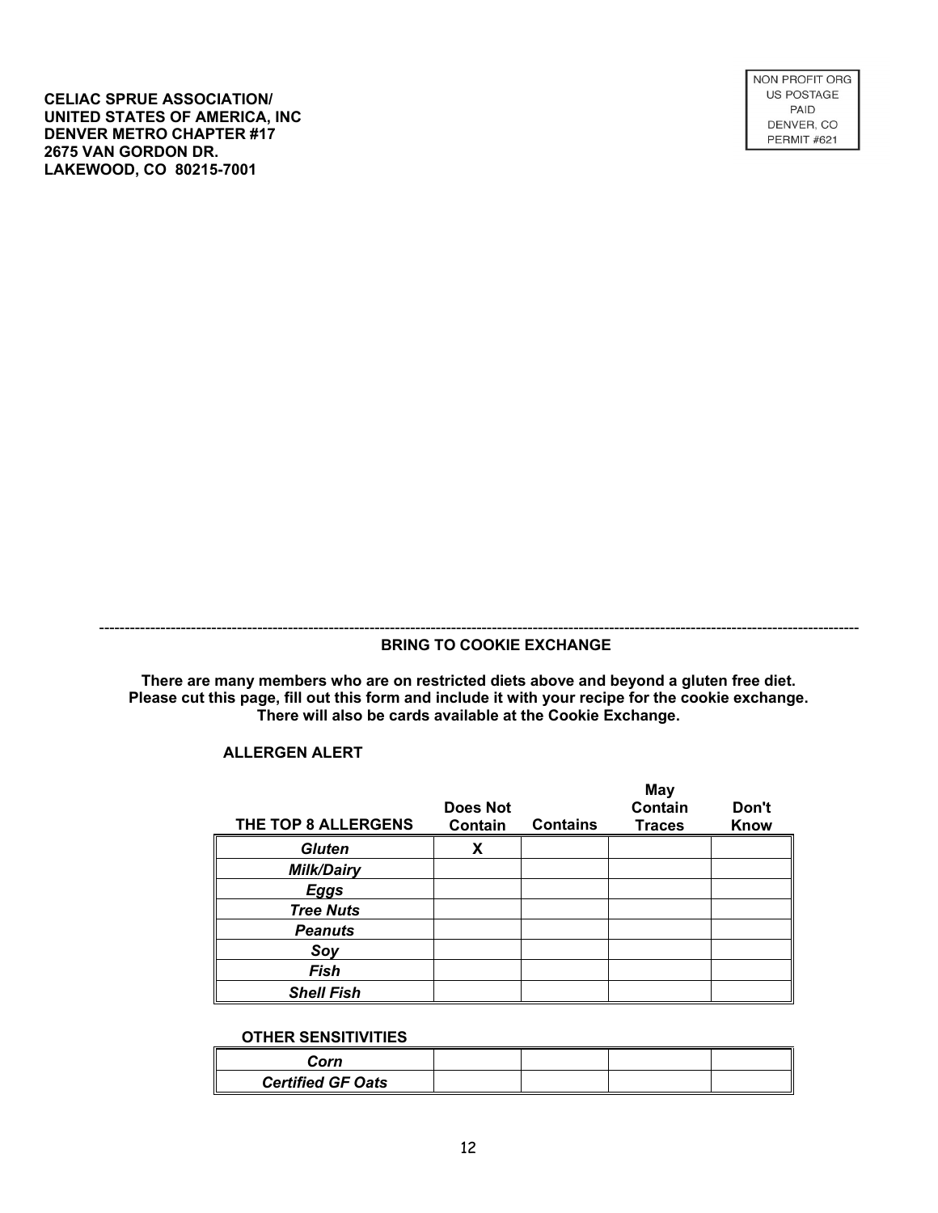**CELIAC SPRUE ASSOCIATION/**
**UNITED STATES OF AMERICA, INC**
**DENVER METRO CHAPTER #17**
**2675 VAN GORDON DR.**
**LAKEWOOD, CO 80215-7001**

NON PROFIT ORG
US POSTAGE
PAID
DENVER, CO
PERMIT #621

---

**BRING TO COOKIE EXCHANGE**

**There are many members who are on restricted diets above and beyond a gluten free diet. Please cut this page, fill out this form and include it with your recipe for the cookie exchange. There will also be cards available at the Cookie Exchange.**

**ALLERGEN ALERT**

| THE TOP 8 ALLERGENS | Does Not Contain | Contains | May Contain Traces | Don't Know |
|---|---|---|---|---|
| *Gluten* | X | | | |
| *Milk/Dairy* | | | | |
| *Eggs* | | | | |
| *Tree Nuts* | | | | |
| *Peanuts* | | | | |
| *Soy* | | | | |
| *Fish* | | | | |
| *Shell Fish* | | | | |

**OTHER SENSITIVITIES**

| | | | | |
|---|---|---|---|---|
| *Corn* | | | | |
| *Certified GF Oats* | | | | |